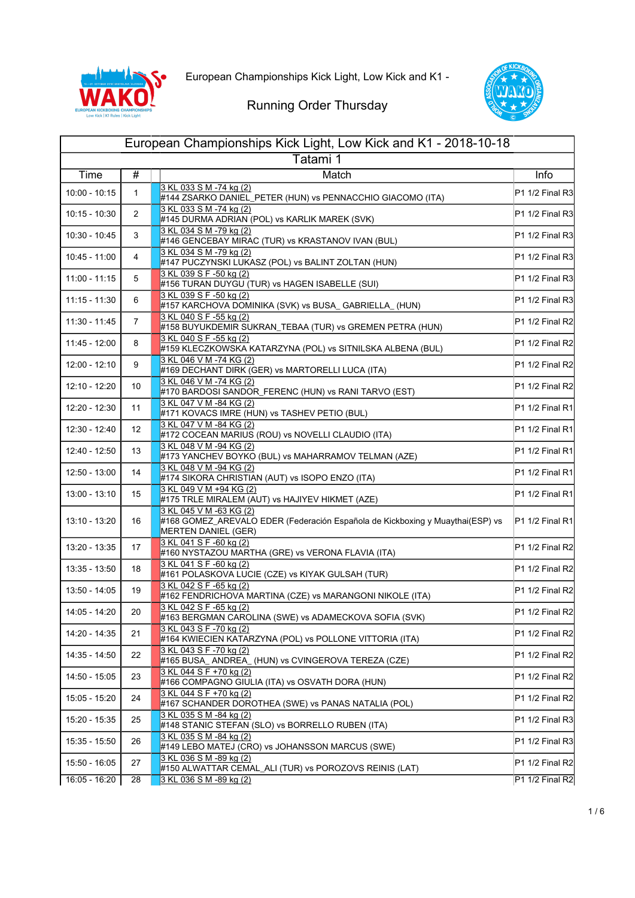European Championships Kick Light, Low Kick and K1 -

Running Order Thursday

## European Championships Kick Light, Low Kick and K1 - 2018-10-18

### Tatami 1

| Time | # | Match | Info |
|---|---|---|---|
| 10:00 - 10:15 | 1 | 3 KL 033 S M -74 kg (2)<br>#144 ZSARKO DANIEL_PETER (HUN) vs PENNACCHIO GIACOMO (ITA) | P1 1/2 Final R3 |
| 10:15 - 10:30 | 2 | 3 KL 033 S M -74 kg (2)<br>#145 DURMA ADRIAN (POL) vs KARLIK MAREK (SVK) | P1 1/2 Final R3 |
| 10:30 - 10:45 | 3 | 3 KL 034 S M -79 kg (2)<br>#146 GENCEBAY MIRAC (TUR) vs KRASTANOV IVAN (BUL) | P1 1/2 Final R3 |
| 10:45 - 11:00 | 4 | 3 KL 034 S M -79 kg (2)<br>#147 PUCZYNSKI LUKASZ (POL) vs BALINT ZOLTAN (HUN) | P1 1/2 Final R3 |
| 11:00 - 11:15 | 5 | 3 KL 039 S F -50 kg (2)<br>#156 TURAN DUYGU (TUR) vs HAGEN ISABELLE (SUI) | P1 1/2 Final R3 |
| 11:15 - 11:30 | 6 | 3 KL 039 S F -50 kg (2)<br>#157 KARCHOVA DOMINIKA (SVK) vs BUSA_ GABRIELLA_ (HUN) | P1 1/2 Final R3 |
| 11:30 - 11:45 | 7 | 3 KL 040 S F -55 kg (2)<br>#158 BUYUKDEMIR SUKRAN_TEBAA (TUR) vs GREMEN PETRA (HUN) | P1 1/2 Final R2 |
| 11:45 - 12:00 | 8 | 3 KL 040 S F -55 kg (2)<br>#159 KLECZKOWSKA KATARZYNA (POL) vs SITNILSKA ALBENA (BUL) | P1 1/2 Final R2 |
| 12:00 - 12:10 | 9 | 3 KL 046 V M -74 KG (2)<br>#169 DECHANT DIRK (GER) vs MARTORELLI LUCA (ITA) | P1 1/2 Final R2 |
| 12:10 - 12:20 | 10 | 3 KL 046 V M -74 KG (2)<br>#170 BARDOSI SANDOR_FERENC (HUN) vs RANI TARVO (EST) | P1 1/2 Final R2 |
| 12:20 - 12:30 | 11 | 3 KL 047 V M -84 KG (2)<br>#171 KOVACS IMRE (HUN) vs TASHEV PETIO (BUL) | P1 1/2 Final R1 |
| 12:30 - 12:40 | 12 | 3 KL 047 V M -84 KG (2)<br>#172 COCEAN MARIUS (ROU) vs NOVELLI CLAUDIO (ITA) | P1 1/2 Final R1 |
| 12:40 - 12:50 | 13 | 3 KL 048 V M -94 KG (2)<br>#173 YANCHEV BOYKO (BUL) vs MAHARRAMOV TELMAN (AZE) | P1 1/2 Final R1 |
| 12:50 - 13:00 | 14 | 3 KL 048 V M -94 KG (2)<br>#174 SIKORA CHRISTIAN (AUT) vs ISOPO ENZO (ITA) | P1 1/2 Final R1 |
| 13:00 - 13:10 | 15 | 3 KL 049 V M +94 KG (2)<br>#175 TRLE MIRALEM (AUT) vs HAJIYEV HIKMET (AZE) | P1 1/2 Final R1 |
| 13:10 - 13:20 | 16 | 3 KL 045 V M -63 KG (2)<br>#168 GOMEZ_AREVALO EDER (Federación Española de Kickboxing y Muaythai(ESP) vs MERTEN DANIEL (GER) | P1 1/2 Final R1 |
| 13:20 - 13:35 | 17 | 3 KL 041 S F -60 kg (2)<br>#160 NYSTAZOU MARTHA (GRE) vs VERONA FLAVIA (ITA) | P1 1/2 Final R2 |
| 13:35 - 13:50 | 18 | 3 KL 041 S F -60 kg (2)<br>#161 POLASKOVA LUCIE (CZE) vs KIYAK GULSAH (TUR) | P1 1/2 Final R2 |
| 13:50 - 14:05 | 19 | 3 KL 042 S F -65 kg (2)<br>#162 FENDRICHOVA MARTINA (CZE) vs MARANGONI NIKOLE (ITA) | P1 1/2 Final R2 |
| 14:05 - 14:20 | 20 | 3 KL 042 S F -65 kg (2)<br>#163 BERGMAN CAROLINA (SWE) vs ADAMECKOVA SOFIA (SVK) | P1 1/2 Final R2 |
| 14:20 - 14:35 | 21 | 3 KL 043 S F -70 kg (2)<br>#164 KWIECIEN KATARZYNA (POL) vs POLLONE VITTORIA (ITA) | P1 1/2 Final R2 |
| 14:35 - 14:50 | 22 | 3 KL 043 S F -70 kg (2)<br>#165 BUSA_ ANDREA_ (HUN) vs CVINGEROVA TEREZA (CZE) | P1 1/2 Final R2 |
| 14:50 - 15:05 | 23 | 3 KL 044 S F +70 kg (2)<br>#166 COMPAGNO GIULIA (ITA) vs OSVATH DORA (HUN) | P1 1/2 Final R2 |
| 15:05 - 15:20 | 24 | 3 KL 044 S F +70 kg (2)<br>#167 SCHANDER DOROTHEA (SWE) vs PANAS NATALIA (POL) | P1 1/2 Final R2 |
| 15:20 - 15:35 | 25 | 3 KL 035 S M -84 kg (2)<br>#148 STANIC STEFAN (SLO) vs BORRELLO RUBEN (ITA) | P1 1/2 Final R3 |
| 15:35 - 15:50 | 26 | 3 KL 035 S M -84 kg (2)<br>#149 LEBO MATEJ (CRO) vs JOHANSSON MARCUS (SWE) | P1 1/2 Final R3 |
| 15:50 - 16:05 | 27 | 3 KL 036 S M -89 kg (2)<br>#150 ALWATTAR CEMAL_ALI (TUR) vs POROZOVS REINIS (LAT) | P1 1/2 Final R2 |
| 16:05 - 16:20 | 28 | 3 KL 036 S M -89 kg (2) | P1 1/2 Final R2 |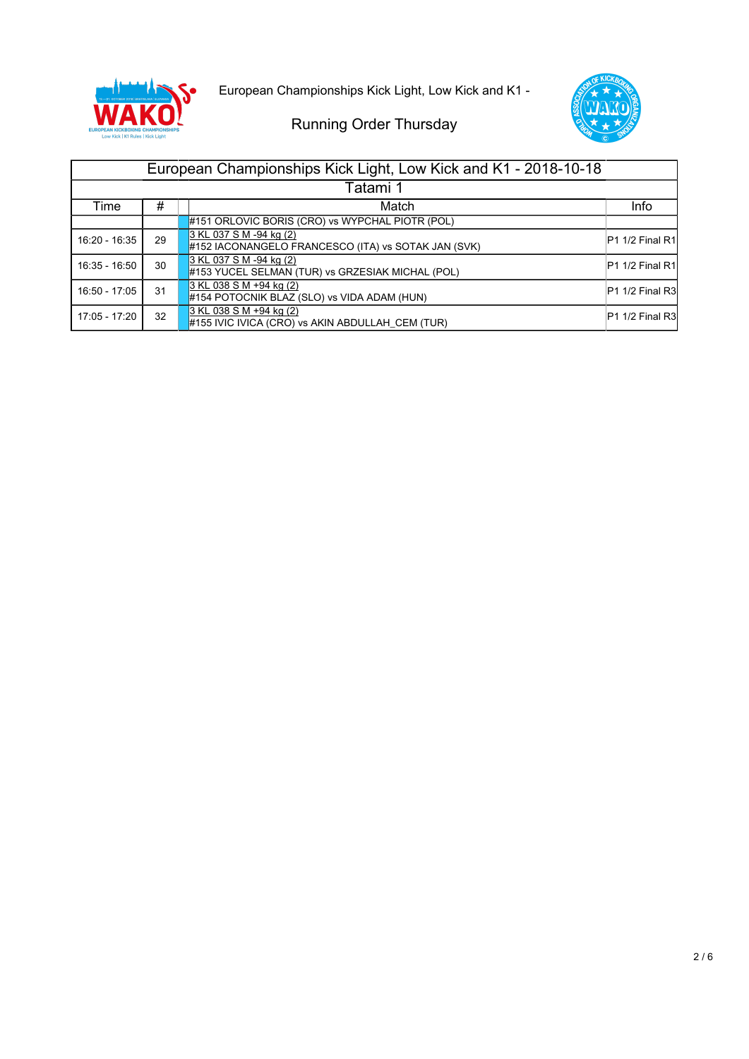European Championships Kick Light, Low Kick and K1 -

Running Order Thursday

| European Championships Kick Light, Low Kick and K1 - 2018-10-18 | | | |
|---|---|---|---|
| Tatami 1 | | | |
| Time | # | Match | Info |
| | | #151 ORLOVIC BORIS (CRO) vs WYPCHAL PIOTR (POL) | |
| 16:20 - 16:35 | 29 | 3 KL 037 S M -94 kg (2)<br>#152 IACONANGELO FRANCESCO (ITA) vs SOTAK JAN (SVK) | P1 1/2 Final R1 |
| 16:35 - 16:50 | 30 | 3 KL 037 S M -94 kg (2)<br>#153 YUCEL SELMAN (TUR) vs GRZESIAK MICHAL (POL) | P1 1/2 Final R1 |
| 16:50 - 17:05 | 31 | 3 KL 038 S M +94 kg (2)<br>#154 POTOCNIK BLAZ (SLO) vs VIDA ADAM (HUN) | P1 1/2 Final R3 |
| 17:05 - 17:20 | 32 | 3 KL 038 S M +94 kg (2)<br>#155 IVIC IVICA (CRO) vs AKIN ABDULLAH_CEM (TUR) | P1 1/2 Final R3 |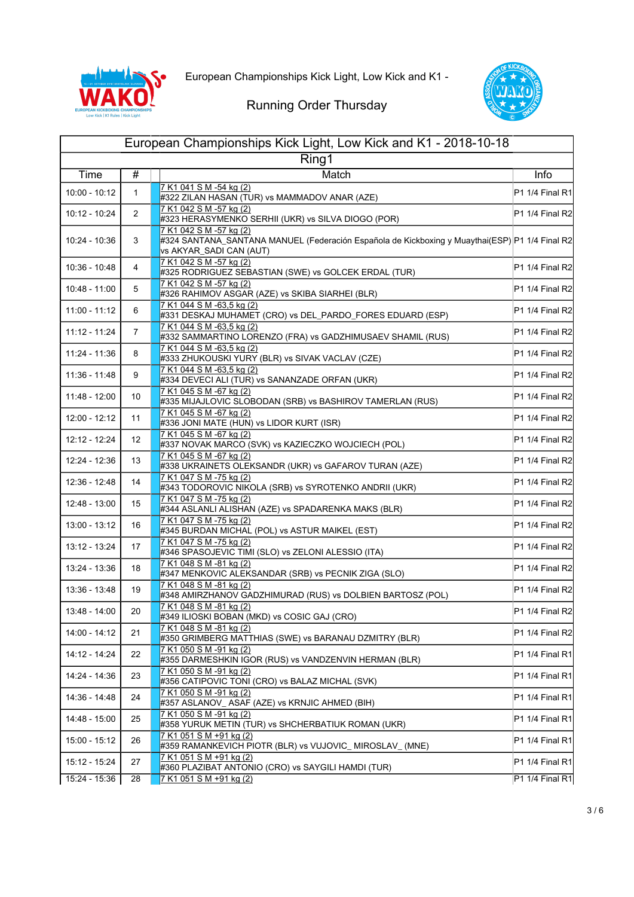European Championships Kick Light, Low Kick and K1 -

Running Order Thursday

| European Championships Kick Light, Low Kick and K1 - 2018-10-18 | | | |
|---|---|---|---|
| Ring1 | | | |
| Time | # | Match | Info |
| 10:00 - 10:12 | 1 | 7 K1 041 S M -54 kg (2)<br>#322 ZILAN HASAN (TUR) vs MAMMADOV ANAR (AZE) | P1 1/4 Final R1 |
| 10:12 - 10:24 | 2 | 7 K1 042 S M -57 kg (2)<br>#323 HERASYMENKO SERHII (UKR) vs SILVA DIOGO (POR) | P1 1/4 Final R2 |
| 10:24 - 10:36 | 3 | 7 K1 042 S M -57 kg (2)<br>#324 SANTANA_SANTANA MANUEL (Federación Española de Kickboxing y Muaythai(ESP) vs AKYAR_SADI CAN (AUT) | P1 1/4 Final R2 |
| 10:36 - 10:48 | 4 | 7 K1 042 S M -57 kg (2)<br>#325 RODRIGUEZ SEBASTIAN (SWE) vs GOLCEK ERDAL (TUR) | P1 1/4 Final R2 |
| 10:48 - 11:00 | 5 | 7 K1 042 S M -57 kg (2)<br>#326 RAHIMOV ASGAR (AZE) vs SKIBA SIARHEI (BLR) | P1 1/4 Final R2 |
| 11:00 - 11:12 | 6 | 7 K1 044 S M -63,5 kg (2)<br>#331 DESKAJ MUHAMET (CRO) vs DEL_PARDO_FORES EDUARD (ESP) | P1 1/4 Final R2 |
| 11:12 - 11:24 | 7 | 7 K1 044 S M -63,5 kg (2)<br>#332 SAMMARTINO LORENZO (FRA) vs GADZHIMUSAEV SHAMIL (RUS) | P1 1/4 Final R2 |
| 11:24 - 11:36 | 8 | 7 K1 044 S M -63,5 kg (2)<br>#333 ZHUKOUSKI YURY (BLR) vs SIVAK VACLAV (CZE) | P1 1/4 Final R2 |
| 11:36 - 11:48 | 9 | 7 K1 044 S M -63,5 kg (2)<br>#334 DEVECI ALI (TUR) vs SANANZADE ORFAN (UKR) | P1 1/4 Final R2 |
| 11:48 - 12:00 | 10 | 7 K1 045 S M -67 kg (2)<br>#335 MIJAJLOVIC SLOBODAN (SRB) vs BASHIROV TAMERLAN (RUS) | P1 1/4 Final R2 |
| 12:00 - 12:12 | 11 | 7 K1 045 S M -67 kg (2)<br>#336 JONI MATE (HUN) vs LIDOR KURT (ISR) | P1 1/4 Final R2 |
| 12:12 - 12:24 | 12 | 7 K1 045 S M -67 kg (2)<br>#337 NOVAK MARCO (SVK) vs KAZIECZKO WOJCIECH (POL) | P1 1/4 Final R2 |
| 12:24 - 12:36 | 13 | 7 K1 045 S M -67 kg (2)<br>#338 UKRAINETS OLEKSANDR (UKR) vs GAFAROV TURAN (AZE) | P1 1/4 Final R2 |
| 12:36 - 12:48 | 14 | 7 K1 047 S M -75 kg (2)<br>#343 TODOROVIC NIKOLA (SRB) vs SYROTENKO ANDRII (UKR) | P1 1/4 Final R2 |
| 12:48 - 13:00 | 15 | 7 K1 047 S M -75 kg (2)<br>#344 ASLANLI ALISHAN (AZE) vs SPADARENKA MAKS (BLR) | P1 1/4 Final R2 |
| 13:00 - 13:12 | 16 | 7 K1 047 S M -75 kg (2)<br>#345 BURDAN MICHAL (POL) vs ASTUR MAIKEL (EST) | P1 1/4 Final R2 |
| 13:12 - 13:24 | 17 | 7 K1 047 S M -75 kg (2)<br>#346 SPASOJEVIC TIMI (SLO) vs ZELONI ALESSIO (ITA) | P1 1/4 Final R2 |
| 13:24 - 13:36 | 18 | 7 K1 048 S M -81 kg (2)<br>#347 MENKOVIC ALEKSANDAR (SRB) vs PECNIK ZIGA (SLO) | P1 1/4 Final R2 |
| 13:36 - 13:48 | 19 | 7 K1 048 S M -81 kg (2)<br>#348 AMIRZHANOV GADZHIMURAD (RUS) vs DOLBIEN BARTOSZ (POL) | P1 1/4 Final R2 |
| 13:48 - 14:00 | 20 | 7 K1 048 S M -81 kg (2)<br>#349 ILIOSKI BOBAN (MKD) vs COSIC GAJ (CRO) | P1 1/4 Final R2 |
| 14:00 - 14:12 | 21 | 7 K1 048 S M -81 kg (2)<br>#350 GRIMBERG MATTHIAS (SWE) vs BARANAU DZMITRY (BLR) | P1 1/4 Final R2 |
| 14:12 - 14:24 | 22 | 7 K1 050 S M -91 kg (2)<br>#355 DARMESHKIN IGOR (RUS) vs VANDZENVIN HERMAN (BLR) | P1 1/4 Final R1 |
| 14:24 - 14:36 | 23 | 7 K1 050 S M -91 kg (2)<br>#356 CATIPOVIC TONI (CRO) vs BALAZ MICHAL (SVK) | P1 1/4 Final R1 |
| 14:36 - 14:48 | 24 | 7 K1 050 S M -91 kg (2)<br>#357 ASLANOV_ ASAF (AZE) vs KRNJIC AHMED (BIH) | P1 1/4 Final R1 |
| 14:48 - 15:00 | 25 | 7 K1 050 S M -91 kg (2)<br>#358 YURUK METIN (TUR) vs SHCHERBATIUK ROMAN (UKR) | P1 1/4 Final R1 |
| 15:00 - 15:12 | 26 | 7 K1 051 S M +91 kg (2)<br>#359 RAMANKEVICH PIOTR (BLR) vs VUJOVIC_ MIROSLAV_ (MNE) | P1 1/4 Final R1 |
| 15:12 - 15:24 | 27 | 7 K1 051 S M +91 kg (2)<br>#360 PLAZIBAT ANTONIO (CRO) vs SAYGILI HAMDI (TUR) | P1 1/4 Final R1 |
| 15:24 - 15:36 | 28 | 7 K1 051 S M +91 kg (2) | P1 1/4 Final R1 |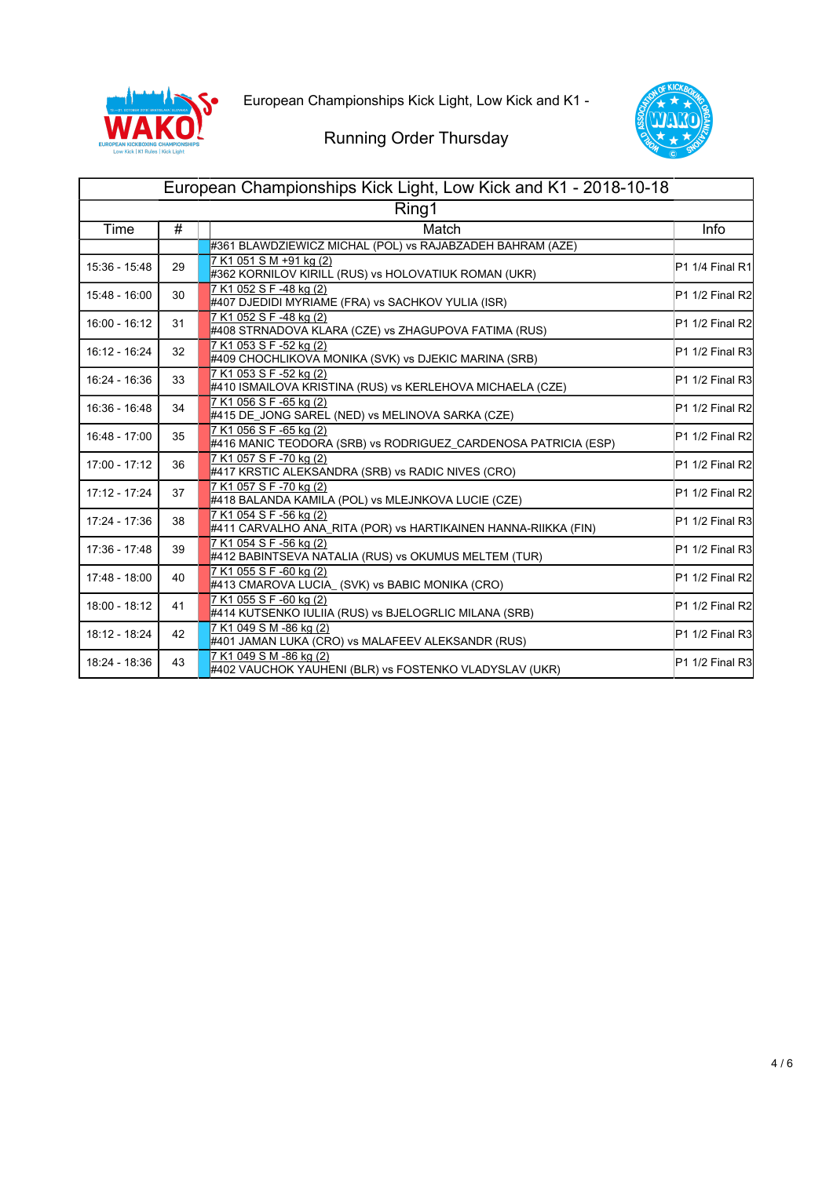European Championships Kick Light, Low Kick and K1 -

Running Order Thursday

| European Championships Kick Light, Low Kick and K1 - 2018-10-18 | | | |
|---|---|---|---|
| Ring1 | | | |
| Time | # | Match | Info |
| | | #361 BLAWDZIEWICZ MICHAL (POL) vs RAJABZADEH BAHRAM (AZE) | |
| 15:36 - 15:48 | 29 | 7 K1 051 S M +91 kg (2)<br>#362 KORNILOV KIRILL (RUS) vs HOLOVATIUK ROMAN (UKR) | P1 1/4 Final R1 |
| 15:48 - 16:00 | 30 | 7 K1 052 S F -48 kg (2)<br>#407 DJEDIDI MYRIAME (FRA) vs SACHKOV YULIA (ISR) | P1 1/2 Final R2 |
| 16:00 - 16:12 | 31 | 7 K1 052 S F -48 kg (2)<br>#408 STRNADOVA KLARA (CZE) vs ZHAGUPOVA FATIMA (RUS) | P1 1/2 Final R2 |
| 16:12 - 16:24 | 32 | 7 K1 053 S F -52 kg (2)<br>#409 CHOCHLIKOVA MONIKA (SVK) vs DJEKIC MARINA (SRB) | P1 1/2 Final R3 |
| 16:24 - 16:36 | 33 | 7 K1 053 S F -52 kg (2)<br>#410 ISMAILOVA KRISTINA (RUS) vs KERLEHOVA MICHAELA (CZE) | P1 1/2 Final R3 |
| 16:36 - 16:48 | 34 | 7 K1 056 S F -65 kg (2)<br>#415 DE_JONG SAREL (NED) vs MELINOVA SARKA (CZE) | P1 1/2 Final R2 |
| 16:48 - 17:00 | 35 | 7 K1 056 S F -65 kg (2)<br>#416 MANIC TEODORA (SRB) vs RODRIGUEZ_CARDENOSA PATRICIA (ESP) | P1 1/2 Final R2 |
| 17:00 - 17:12 | 36 | 7 K1 057 S F -70 kg (2)<br>#417 KRSTIC ALEKSANDRA (SRB) vs RADIC NIVES (CRO) | P1 1/2 Final R2 |
| 17:12 - 17:24 | 37 | 7 K1 057 S F -70 kg (2)<br>#418 BALANDA KAMILA (POL) vs MLEJNKOVA LUCIE (CZE) | P1 1/2 Final R2 |
| 17:24 - 17:36 | 38 | 7 K1 054 S F -56 kg (2)<br>#411 CARVALHO ANA_RITA (POR) vs HARTIKAINEN HANNA-RIIKKA (FIN) | P1 1/2 Final R3 |
| 17:36 - 17:48 | 39 | 7 K1 054 S F -56 kg (2)<br>#412 BABINTSEVA NATALIA (RUS) vs OKUMUS MELTEM (TUR) | P1 1/2 Final R3 |
| 17:48 - 18:00 | 40 | 7 K1 055 S F -60 kg (2)<br>#413 CMAROVA LUCIA_ (SVK) vs BABIC MONIKA (CRO) | P1 1/2 Final R2 |
| 18:00 - 18:12 | 41 | 7 K1 055 S F -60 kg (2)<br>#414 KUTSENKO IULIIA (RUS) vs BJELOGRLIC MILANA (SRB) | P1 1/2 Final R2 |
| 18:12 - 18:24 | 42 | 7 K1 049 S M -86 kg (2)<br>#401 JAMAN LUKA (CRO) vs MALAFEEV ALEKSANDR (RUS) | P1 1/2 Final R3 |
| 18:24 - 18:36 | 43 | 7 K1 049 S M -86 kg (2)<br>#402 VAUCHOK YAUHENI (BLR) vs FOSTENKO VLADYSLAV (UKR) | P1 1/2 Final R3 |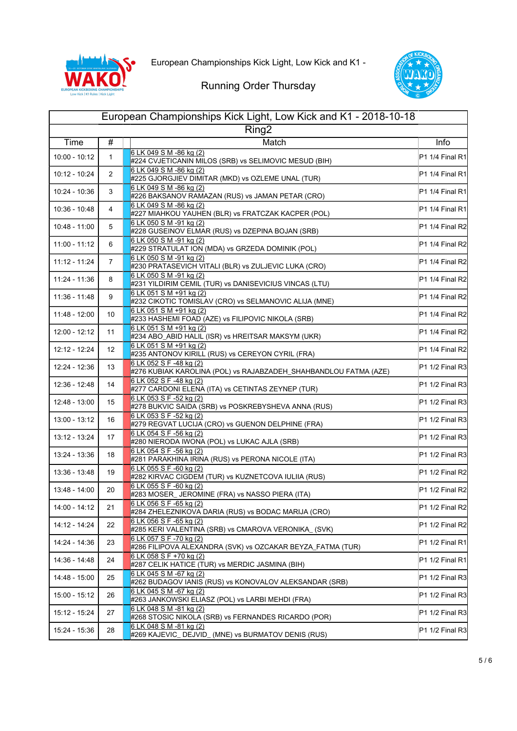European Championships Kick Light, Low Kick and K1 -

Running Order Thursday

| European Championships Kick Light, Low Kick and K1 - 2018-10-18 | | | |
|---|---|---|---|
| Ring2 | | | |
| Time | # | Match | Info |
| 10:00 - 10:12 | 1 | 6 LK 049 S M -86 kg (2)<br>#224 CVJETICANIN MILOS (SRB) vs SELIMOVIC MESUD (BIH) | P1 1/4 Final R1 |
| 10:12 - 10:24 | 2 | 6 LK 049 S M -86 kg (2)<br>#225 GJORGJIEV DIMITAR (MKD) vs OZLEME UNAL (TUR) | P1 1/4 Final R1 |
| 10:24 - 10:36 | 3 | 6 LK 049 S M -86 kg (2)<br>#226 BAKSANOV RAMAZAN (RUS) vs JAMAN PETAR (CRO) | P1 1/4 Final R1 |
| 10:36 - 10:48 | 4 | 6 LK 049 S M -86 kg (2)<br>#227 MIAHKOU YAUHEN (BLR) vs FRATCZAK KACPER (POL) | P1 1/4 Final R1 |
| 10:48 - 11:00 | 5 | 6 LK 050 S M -91 kg (2)<br>#228 GUSEINOV ELMAR (RUS) vs DZEPINA BOJAN (SRB) | P1 1/4 Final R2 |
| 11:00 - 11:12 | 6 | 6 LK 050 S M -91 kg (2)<br>#229 STRATULAT ION (MDA) vs GRZEDA DOMINIK (POL) | P1 1/4 Final R2 |
| 11:12 - 11:24 | 7 | 6 LK 050 S M -91 kg (2)<br>#230 PRATASEVICH VITALI (BLR) vs ZULJEVIC LUKA (CRO) | P1 1/4 Final R2 |
| 11:24 - 11:36 | 8 | 6 LK 050 S M -91 kg (2)<br>#231 YILDIRIM CEMIL (TUR) vs DANISEVICIUS VINCAS (LTU) | P1 1/4 Final R2 |
| 11:36 - 11:48 | 9 | 6 LK 051 S M +91 kg (2)<br>#232 CIKOTIC TOMISLAV (CRO) vs SELMANOVIC ALIJA (MNE) | P1 1/4 Final R2 |
| 11:48 - 12:00 | 10 | 6 LK 051 S M +91 kg (2)<br>#233 HASHEMI FOAD (AZE) vs FILIPOVIC NIKOLA (SRB) | P1 1/4 Final R2 |
| 12:00 - 12:12 | 11 | 6 LK 051 S M +91 kg (2)<br>#234 ABO_ABID HALIL (ISR) vs HREITSAR MAKSYM (UKR) | P1 1/4 Final R2 |
| 12:12 - 12:24 | 12 | 6 LK 051 S M +91 kg (2)<br>#235 ANTONOV KIRILL (RUS) vs CEREYON CYRIL (FRA) | P1 1/4 Final R2 |
| 12:24 - 12:36 | 13 | 6 LK 052 S F -48 kg (2)<br>#276 KUBIAK KAROLINA (POL) vs RAJABZADEH_SHAHBANDLOU FATMA (AZE) | P1 1/2 Final R3 |
| 12:36 - 12:48 | 14 | 6 LK 052 S F -48 kg (2)<br>#277 CARDONI ELENA (ITA) vs CETINTAS ZEYNEP (TUR) | P1 1/2 Final R3 |
| 12:48 - 13:00 | 15 | 6 LK 053 S F -52 kg (2)<br>#278 BUKVIC SAIDA (SRB) vs POSKREBYSHEVA ANNA (RUS) | P1 1/2 Final R3 |
| 13:00 - 13:12 | 16 | 6 LK 053 S F -52 kg (2)<br>#279 REGVAT LUCIJA (CRO) vs GUENON DELPHINE (FRA) | P1 1/2 Final R3 |
| 13:12 - 13:24 | 17 | 6 LK 054 S F -56 kg (2)<br>#280 NIERODA IWONA (POL) vs LUKAC AJLA (SRB) | P1 1/2 Final R3 |
| 13:24 - 13:36 | 18 | 6 LK 054 S F -56 kg (2)<br>#281 PARAKHINA IRINA (RUS) vs PERONA NICOLE (ITA) | P1 1/2 Final R3 |
| 13:36 - 13:48 | 19 | 6 LK 055 S F -60 kg (2)<br>#282 KIRVAC CIGDEM (TUR) vs KUZNETCOVA IULIIA (RUS) | P1 1/2 Final R2 |
| 13:48 - 14:00 | 20 | 6 LK 055 S F -60 kg (2)<br>#283 MOSER_ JEROMINE (FRA) vs NASSO PIERA (ITA) | P1 1/2 Final R2 |
| 14:00 - 14:12 | 21 | 6 LK 056 S F -65 kg (2)<br>#284 ZHELEZNIKOVA DARIA (RUS) vs BODAC MARIJA (CRO) | P1 1/2 Final R2 |
| 14:12 - 14:24 | 22 | 6 LK 056 S F -65 kg (2)<br>#285 KERI VALENTINA (SRB) vs CMAROVA VERONIKA_ (SVK) | P1 1/2 Final R2 |
| 14:24 - 14:36 | 23 | 6 LK 057 S F -70 kg (2)<br>#286 FILIPOVA ALEXANDRA (SVK) vs OZCAKAR BEYZA_FATMA (TUR) | P1 1/2 Final R1 |
| 14:36 - 14:48 | 24 | 6 LK 058 S F +70 kg (2)<br>#287 CELIK HATICE (TUR) vs MERDIC JASMINA (BIH) | P1 1/2 Final R1 |
| 14:48 - 15:00 | 25 | 6 LK 045 S M -67 kg (2)<br>#262 BUDAGOV IANIS (RUS) vs KONOVALOV ALEKSANDAR (SRB) | P1 1/2 Final R3 |
| 15:00 - 15:12 | 26 | 6 LK 045 S M -67 kg (2)<br>#263 JANKOWSKI ELIASZ (POL) vs LARBI MEHDI (FRA) | P1 1/2 Final R3 |
| 15:12 - 15:24 | 27 | 6 LK 048 S M -81 kg (2)<br>#268 STOSIC NIKOLA (SRB) vs FERNANDES RICARDO (POR) | P1 1/2 Final R3 |
| 15:24 - 15:36 | 28 | 6 LK 048 S M -81 kg (2)<br>#269 KAJEVIC_ DEJVID_ (MNE) vs BURMATOV DENIS (RUS) | P1 1/2 Final R3 |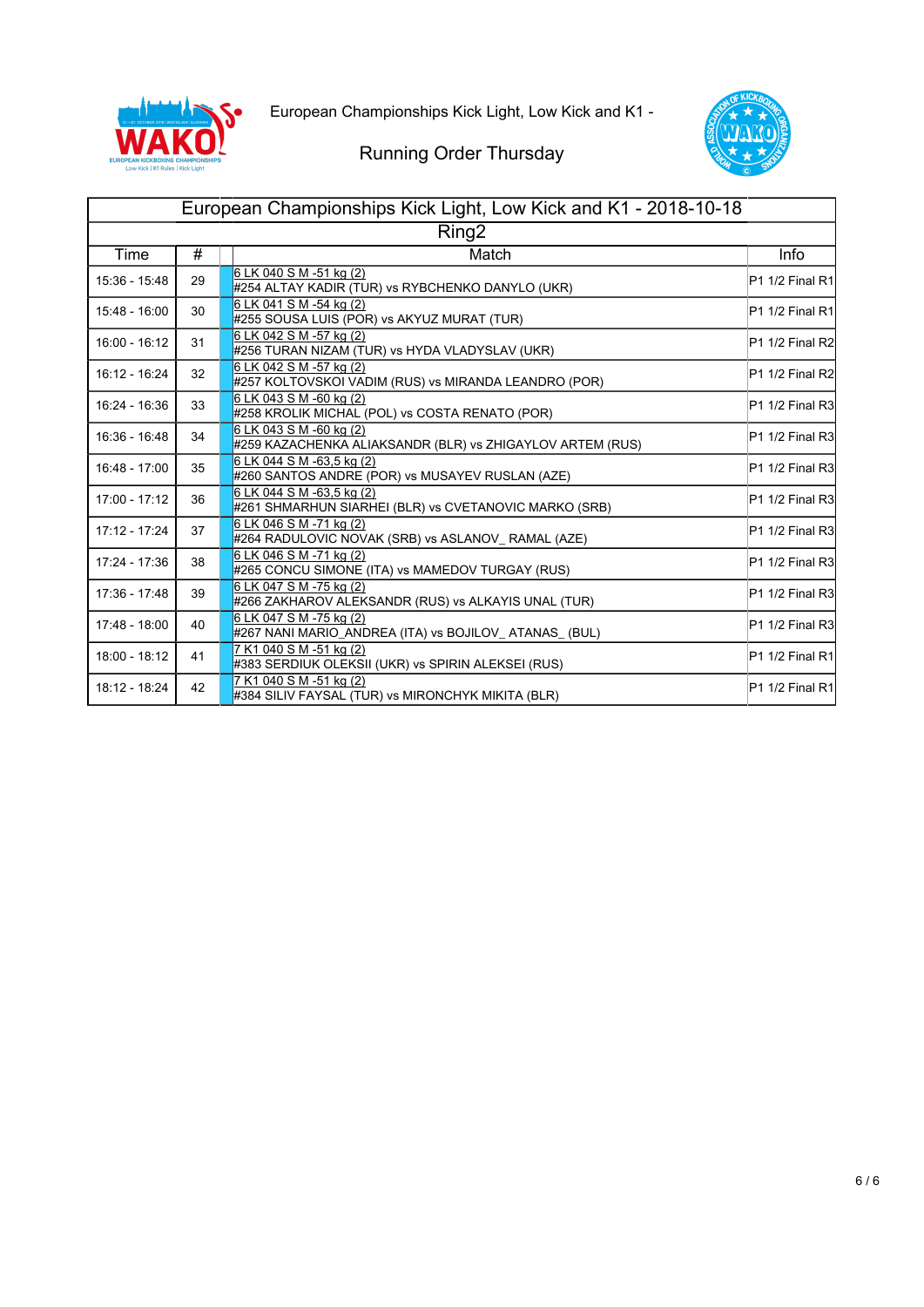European Championships Kick Light, Low Kick and K1 -

Running Order Thursday

| European Championships Kick Light, Low Kick and K1 - 2018-10-18 | | | |
|---|---|---|---|
| Ring2 | | | |
| Time | # | Match | Info |
| 15:36 - 15:48 | 29 | 6 LK 040 S M -51 kg (2)<br>#254 ALTAY KADIR (TUR) vs RYBCHENKO DANYLO (UKR) | P1 1/2 Final R1 |
| 15:48 - 16:00 | 30 | 6 LK 041 S M -54 kg (2)<br>#255 SOUSA LUIS (POR) vs AKYUZ MURAT (TUR) | P1 1/2 Final R1 |
| 16:00 - 16:12 | 31 | 6 LK 042 S M -57 kg (2)<br>#256 TURAN NIZAM (TUR) vs HYDA VLADYSLAV (UKR) | P1 1/2 Final R2 |
| 16:12 - 16:24 | 32 | 6 LK 042 S M -57 kg (2)<br>#257 KOLTOVSKOI VADIM (RUS) vs MIRANDA LEANDRO (POR) | P1 1/2 Final R2 |
| 16:24 - 16:36 | 33 | 6 LK 043 S M -60 kg (2)<br>#258 KROLIK MICHAL (POL) vs COSTA RENATO (POR) | P1 1/2 Final R3 |
| 16:36 - 16:48 | 34 | 6 LK 043 S M -60 kg (2)<br>#259 KAZACHENKA ALIAKSANDR (BLR) vs ZHIGAYLOV ARTEM (RUS) | P1 1/2 Final R3 |
| 16:48 - 17:00 | 35 | 6 LK 044 S M -63,5 kg (2)<br>#260 SANTOS ANDRE (POR) vs MUSAYEV RUSLAN (AZE) | P1 1/2 Final R3 |
| 17:00 - 17:12 | 36 | 6 LK 044 S M -63,5 kg (2)<br>#261 SHMARHUN SIARHEI (BLR) vs CVETANOVIC MARKO (SRB) | P1 1/2 Final R3 |
| 17:12 - 17:24 | 37 | 6 LK 046 S M -71 kg (2)<br>#264 RADULOVIC NOVAK (SRB) vs ASLANOV_ RAMAL (AZE) | P1 1/2 Final R3 |
| 17:24 - 17:36 | 38 | 6 LK 046 S M -71 kg (2)<br>#265 CONCU SIMONE (ITA) vs MAMEDOV TURGAY (RUS) | P1 1/2 Final R3 |
| 17:36 - 17:48 | 39 | 6 LK 047 S M -75 kg (2)<br>#266 ZAKHAROV ALEKSANDR (RUS) vs ALKAYIS UNAL (TUR) | P1 1/2 Final R3 |
| 17:48 - 18:00 | 40 | 6 LK 047 S M -75 kg (2)<br>#267 NANI MARIO_ANDREA (ITA) vs BOJILOV_ ATANAS_ (BUL) | P1 1/2 Final R3 |
| 18:00 - 18:12 | 41 | 7 K1 040 S M -51 kg (2)<br>#383 SERDIUK OLEKSII (UKR) vs SPIRIN ALEKSEI (RUS) | P1 1/2 Final R1 |
| 18:12 - 18:24 | 42 | 7 K1 040 S M -51 kg (2)<br>#384 SILIV FAYSAL (TUR) vs MIRONCHYK MIKITA (BLR) | P1 1/2 Final R1 |